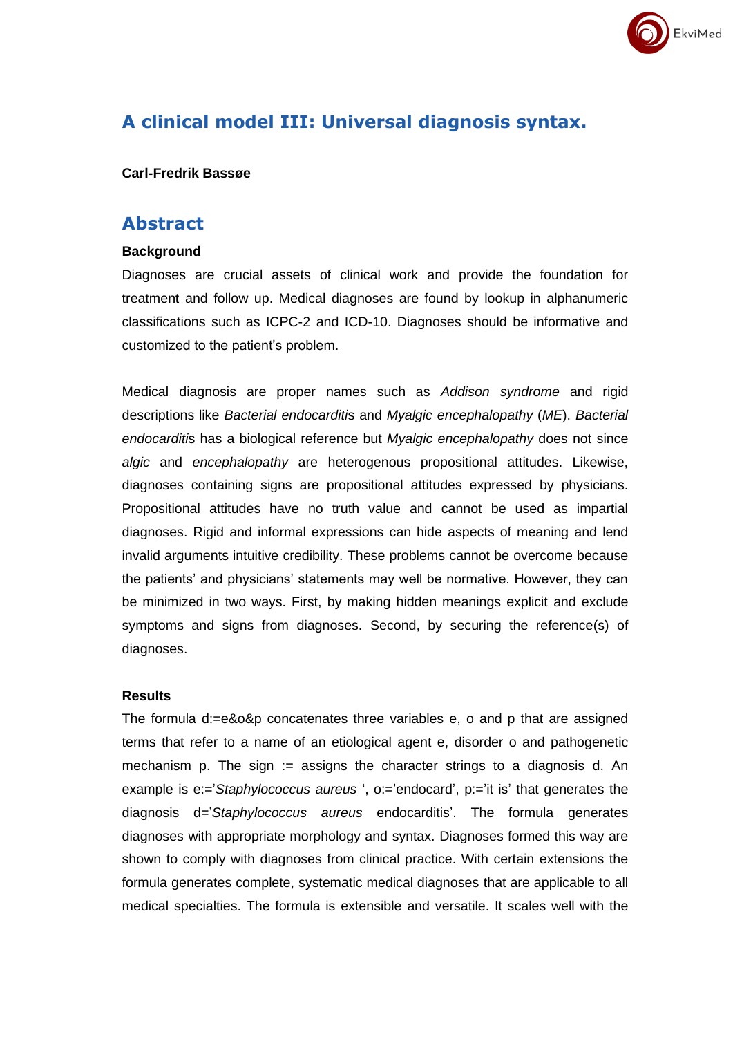# A clinical model III: Universal diagnosis syntax.

**Carl-Fredrik Bassøe**

## Abstract

### Background

Diagnoses are crucial assets of clinical work and provide the foundation for treatment and follow up. Medical diagnoses are found by lookup in alphanumeric classifications such as ICPC-2 and ICD-10. Diagnoses should be informative and customized to the patient's problem.

Medical diagnosis are proper names such as *Addison syndrome* and rigid descriptions like *Bacterial endocarditi*s and *Myalgic encephalopathy* (*ME*). *Bacterial endocarditi*s has a biological reference but *Myalgic encephalopathy* does not since *algic* and *encephalopathy* are heterogenous propositional attitudes. Likewise, diagnoses containing signs are propositional attitudes expressed by physicians. Propositional attitudes have no truth value and cannot be used as impartial diagnoses. Rigid and informal expressions can hide aspects of meaning and lend invalid arguments intuitive credibility. These problems cannot be overcome because the patients' and physicians' statements may well be normative. However, they can be minimized in two ways. First, by making hidden meanings explicit and exclude symptoms and signs from diagnoses. Second, by securing the reference(s) of diagnoses.

### Results

The formula d:=e&o&p concatenates three variables e, o and p that are assigned terms that refer to a name of an etiological agent e, disorder o and pathogenetic mechanism p. The sign := assigns the character strings to a diagnosis d. An example is e:='*Staphylococcus aureus* ', o:='endocard', p:='it is' that generates the diagnosis d='*Staphylococcus aureus* endocarditis'. The formula generates diagnoses with appropriate morphology and syntax. Diagnoses formed this way are shown to comply with diagnoses from clinical practice. With certain extensions the formula generates complete, systematic medical diagnoses that are applicable to all medical specialties. The formula is extensible and versatile. It scales well with the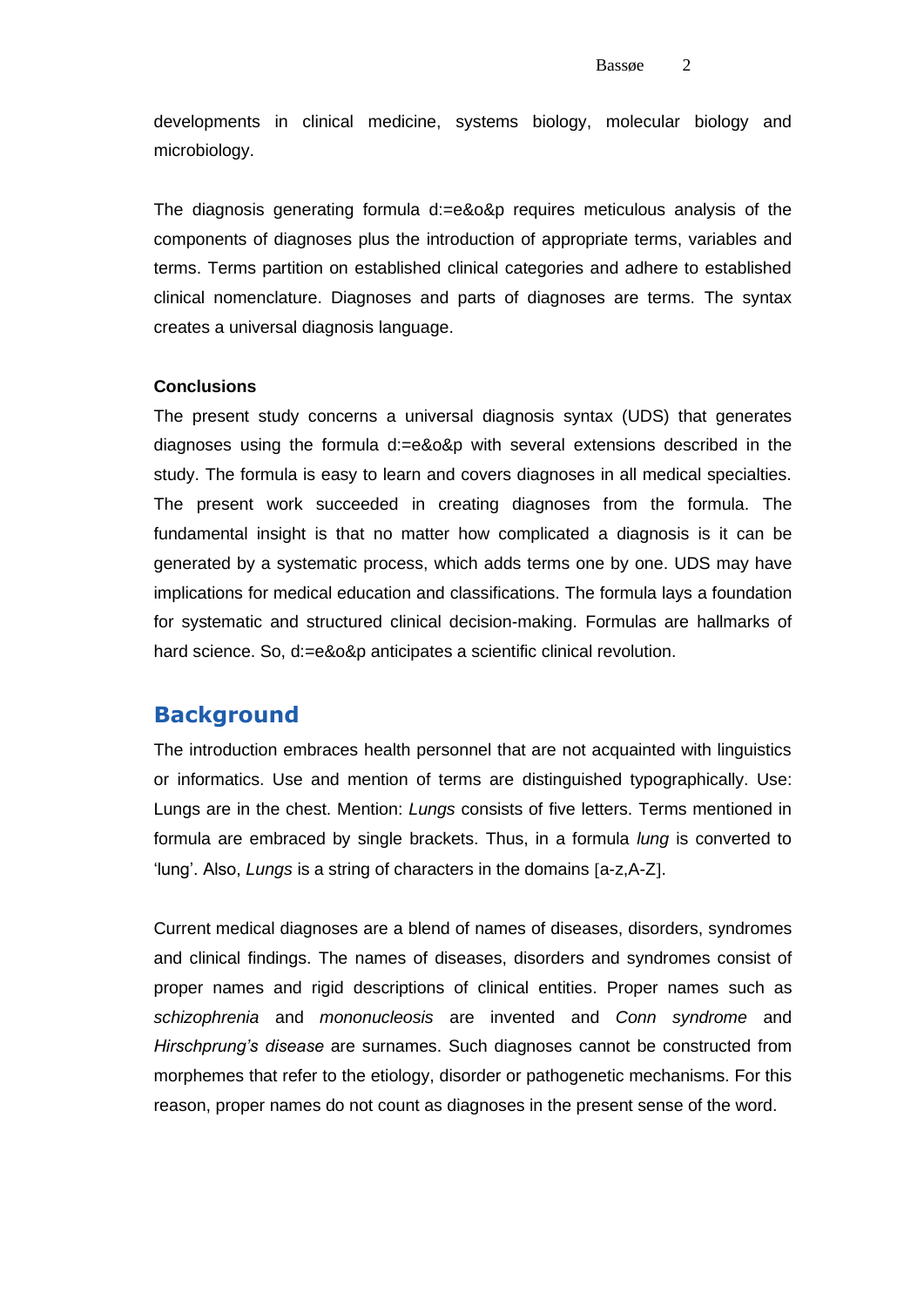developments in clinical medicine, systems biology, molecular biology and microbiology.

The diagnosis generating formula d:=e&o&p requires meticulous analysis of the components of diagnoses plus the introduction of appropriate terms, variables and terms. Terms partition on established clinical categories and adhere to established clinical nomenclature. Diagnoses and parts of diagnoses are terms. The syntax creates a universal diagnosis language.

**Conclusions**

The present study concerns a universal diagnosis syntax (UDS) that generates diagnoses using the formula d:=e&o&p with several extensions described in the study. The formula is easy to learn and covers diagnoses in all medical specialties. The present work succeeded in creating diagnoses from the formula. The fundamental insight is that no matter how complicated a diagnosis is it can be generated by a systematic process, which adds terms one by one. UDS may have implications for medical education and classifications. The formula lays a foundation for systematic and structured clinical decision-making. Formulas are hallmarks of hard science. So, d:=e&o&p anticipates a scientific clinical revolution.

## Background

The introduction embraces health personnel that are not acquainted with linguistics or informatics. Use and mention of terms are distinguished typographically. Use: Lungs are in the chest. Mention: *Lungs* consists of five letters. Terms mentioned in formula are embraced by single brackets. Thus, in a formula *lung* is converted to 'lung'. Also, *Lungs* is a string of characters in the domains [a-z,A-Z].

Current medical diagnoses are a blend of names of diseases, disorders, syndromes and clinical findings. The names of diseases, disorders and syndromes consist of proper names and rigid descriptions of clinical entities. Proper names such as *schizophrenia* and *mononucleosis* are invented and *Conn syndrome* and *Hirschprung's disease* are surnames. Such diagnoses cannot be constructed from morphemes that refer to the etiology, disorder or pathogenetic mechanisms. For this reason, proper names do not count as diagnoses in the present sense of the word.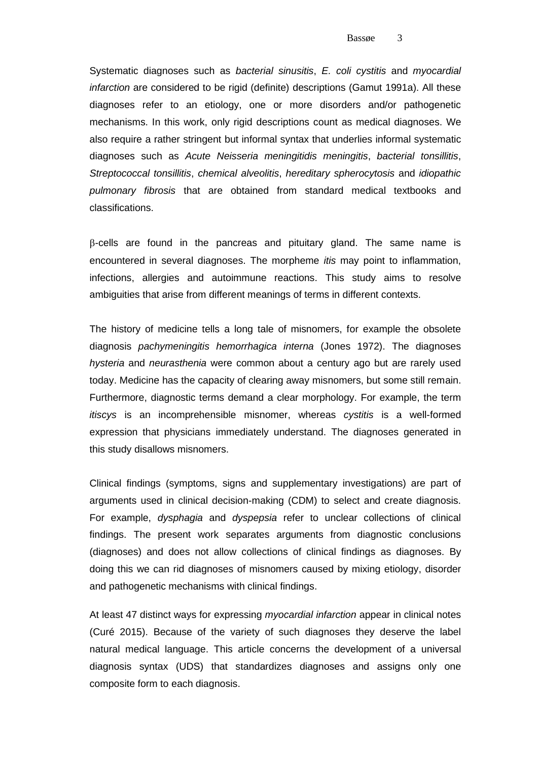Systematic diagnoses such as *bacterial sinusitis*, *E. coli cystitis* and *myocardial infarction* are considered to be rigid (definite) descriptions (Gamut 1991a). All these diagnoses refer to an etiology, one or more disorders and/or pathogenetic mechanisms. In this work, only rigid descriptions count as medical diagnoses. We also require a rather stringent but informal syntax that underlies informal systematic diagnoses such as *Acute Neisseria meningitidis meningitis*, *bacterial tonsillitis*, *Streptococcal tonsillitis*, *chemical alveolitis*, *hereditary spherocytosis* and *idiopathic pulmonary fibrosis* that are obtained from standard medical textbooks and classifications.

β-cells are found in the pancreas and pituitary gland. The same name is encountered in several diagnoses. The morpheme *itis* may point to inflammation, infections, allergies and autoimmune reactions. This study aims to resolve ambiguities that arise from different meanings of terms in different contexts.

The history of medicine tells a long tale of misnomers, for example the obsolete diagnosis *pachymeningitis hemorrhagica interna* (Jones 1972). The diagnoses *hysteria* and *neurasthenia* were common about a century ago but are rarely used today. Medicine has the capacity of clearing away misnomers, but some still remain. Furthermore, diagnostic terms demand a clear morphology. For example, the term *itiscys* is an incomprehensible misnomer, whereas *cystitis* is a well-formed expression that physicians immediately understand. The diagnoses generated in this study disallows misnomers.

Clinical findings (symptoms, signs and supplementary investigations) are part of arguments used in clinical decision-making (CDM) to select and create diagnosis. For example, *dysphagia* and *dyspepsia* refer to unclear collections of clinical findings. The present work separates arguments from diagnostic conclusions (diagnoses) and does not allow collections of clinical findings as diagnoses. By doing this we can rid diagnoses of misnomers caused by mixing etiology, disorder and pathogenetic mechanisms with clinical findings.

At least 47 distinct ways for expressing *myocardial infarction* appear in clinical notes (Curé 2015). Because of the variety of such diagnoses they deserve the label natural medical language. This article concerns the development of a universal diagnosis syntax (UDS) that standardizes diagnoses and assigns only one composite form to each diagnosis.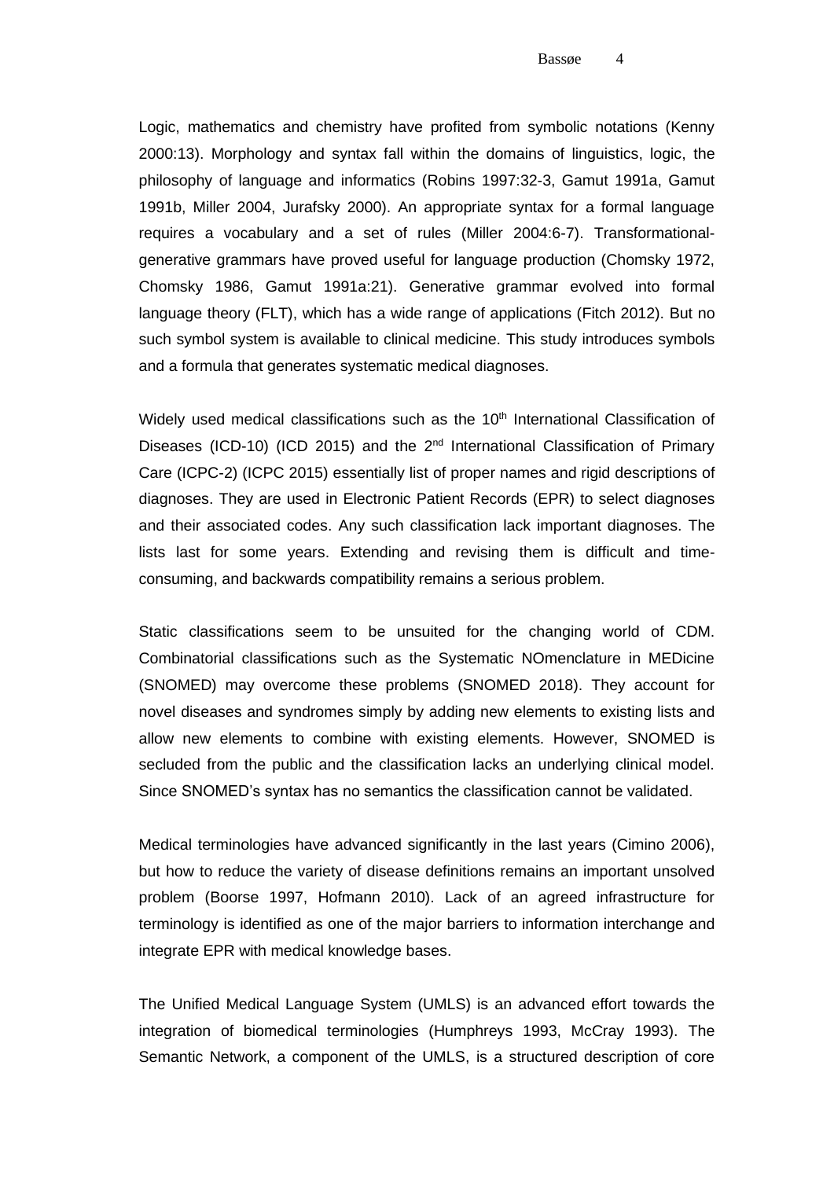Logic, mathematics and chemistry have profited from symbolic notations (Kenny 2000:13). Morphology and syntax fall within the domains of linguistics, logic, the philosophy of language and informatics (Robins 1997:32-3, Gamut 1991a, Gamut 1991b, Miller 2004, Jurafsky 2000). An appropriate syntax for a formal language requires a vocabulary and a set of rules (Miller 2004:6-7). Transformational-generative grammars have proved useful for language production (Chomsky 1972, Chomsky 1986, Gamut 1991a:21). Generative grammar evolved into formal language theory (FLT), which has a wide range of applications (Fitch 2012). But no such symbol system is available to clinical medicine. This study introduces symbols and a formula that generates systematic medical diagnoses.

Widely used medical classifications such as the 10th International Classification of Diseases (ICD-10) (ICD 2015) and the 2nd International Classification of Primary Care (ICPC-2) (ICPC 2015) essentially list of proper names and rigid descriptions of diagnoses. They are used in Electronic Patient Records (EPR) to select diagnoses and their associated codes. Any such classification lack important diagnoses. The lists last for some years. Extending and revising them is difficult and time-consuming, and backwards compatibility remains a serious problem.

Static classifications seem to be unsuited for the changing world of CDM. Combinatorial classifications such as the Systematic NOmenclature in MEDicine (SNOMED) may overcome these problems (SNOMED 2018). They account for novel diseases and syndromes simply by adding new elements to existing lists and allow new elements to combine with existing elements. However, SNOMED is secluded from the public and the classification lacks an underlying clinical model. Since SNOMED's syntax has no semantics the classification cannot be validated.

Medical terminologies have advanced significantly in the last years (Cimino 2006), but how to reduce the variety of disease definitions remains an important unsolved problem (Boorse 1997, Hofmann 2010). Lack of an agreed infrastructure for terminology is identified as one of the major barriers to information interchange and integrate EPR with medical knowledge bases.

The Unified Medical Language System (UMLS) is an advanced effort towards the integration of biomedical terminologies (Humphreys 1993, McCray 1993). The Semantic Network, a component of the UMLS, is a structured description of core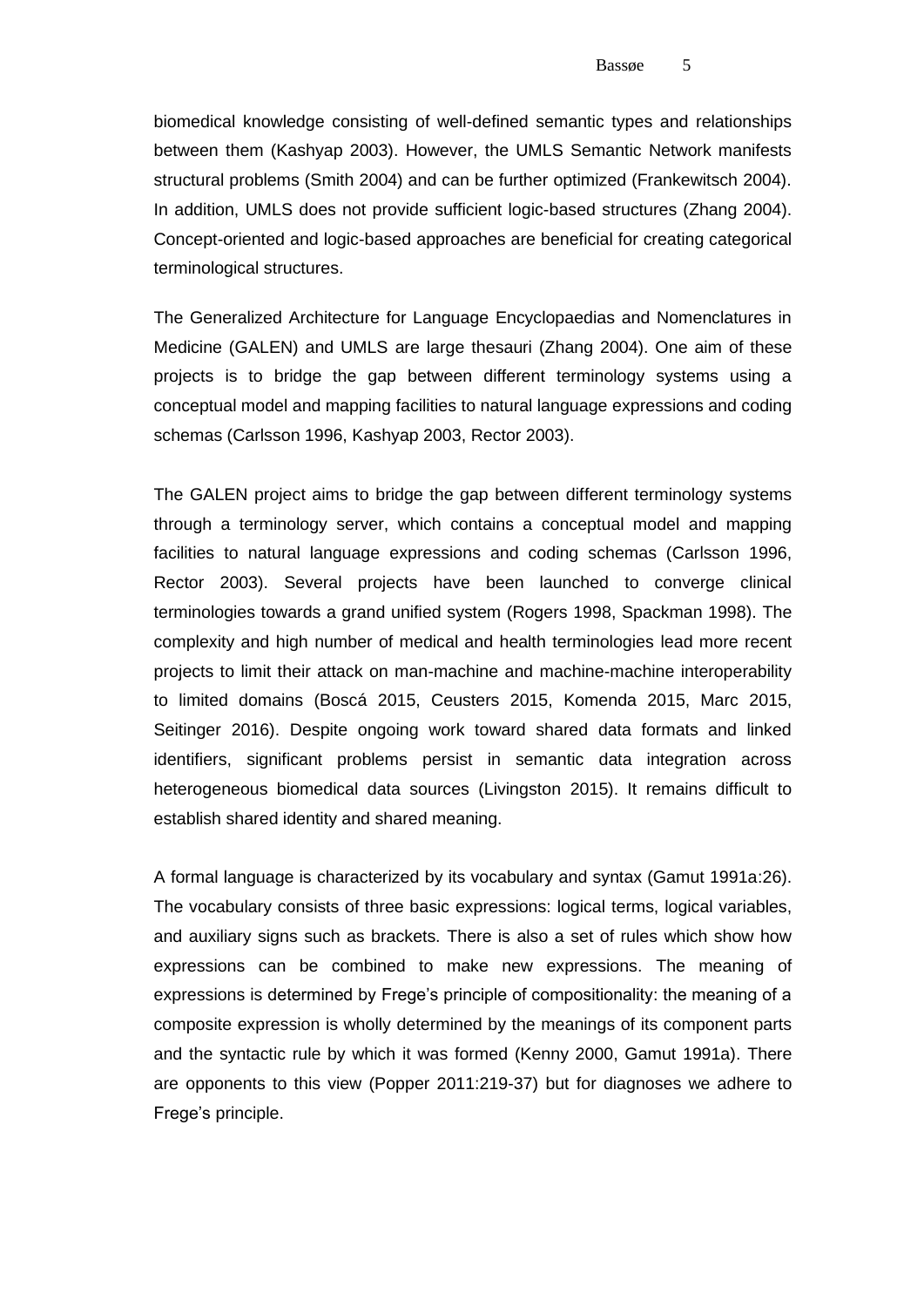biomedical knowledge consisting of well-defined semantic types and relationships between them (Kashyap 2003). However, the UMLS Semantic Network manifests structural problems (Smith 2004) and can be further optimized (Frankewitsch 2004). In addition, UMLS does not provide sufficient logic-based structures (Zhang 2004). Concept-oriented and logic-based approaches are beneficial for creating categorical terminological structures.

The Generalized Architecture for Language Encyclopaedias and Nomenclatures in Medicine (GALEN) and UMLS are large thesauri (Zhang 2004). One aim of these projects is to bridge the gap between different terminology systems using a conceptual model and mapping facilities to natural language expressions and coding schemas (Carlsson 1996, Kashyap 2003, Rector 2003).

The GALEN project aims to bridge the gap between different terminology systems through a terminology server, which contains a conceptual model and mapping facilities to natural language expressions and coding schemas (Carlsson 1996, Rector 2003). Several projects have been launched to converge clinical terminologies towards a grand unified system (Rogers 1998, Spackman 1998). The complexity and high number of medical and health terminologies lead more recent projects to limit their attack on man-machine and machine-machine interoperability to limited domains (Boscá 2015, Ceusters 2015, Komenda 2015, Marc 2015, Seitinger 2016). Despite ongoing work toward shared data formats and linked identifiers, significant problems persist in semantic data integration across heterogeneous biomedical data sources (Livingston 2015). It remains difficult to establish shared identity and shared meaning.

A formal language is characterized by its vocabulary and syntax (Gamut 1991a:26). The vocabulary consists of three basic expressions: logical terms, logical variables, and auxiliary signs such as brackets. There is also a set of rules which show how expressions can be combined to make new expressions. The meaning of expressions is determined by Frege's principle of compositionality: the meaning of a composite expression is wholly determined by the meanings of its component parts and the syntactic rule by which it was formed (Kenny 2000, Gamut 1991a). There are opponents to this view (Popper 2011:219-37) but for diagnoses we adhere to Frege's principle.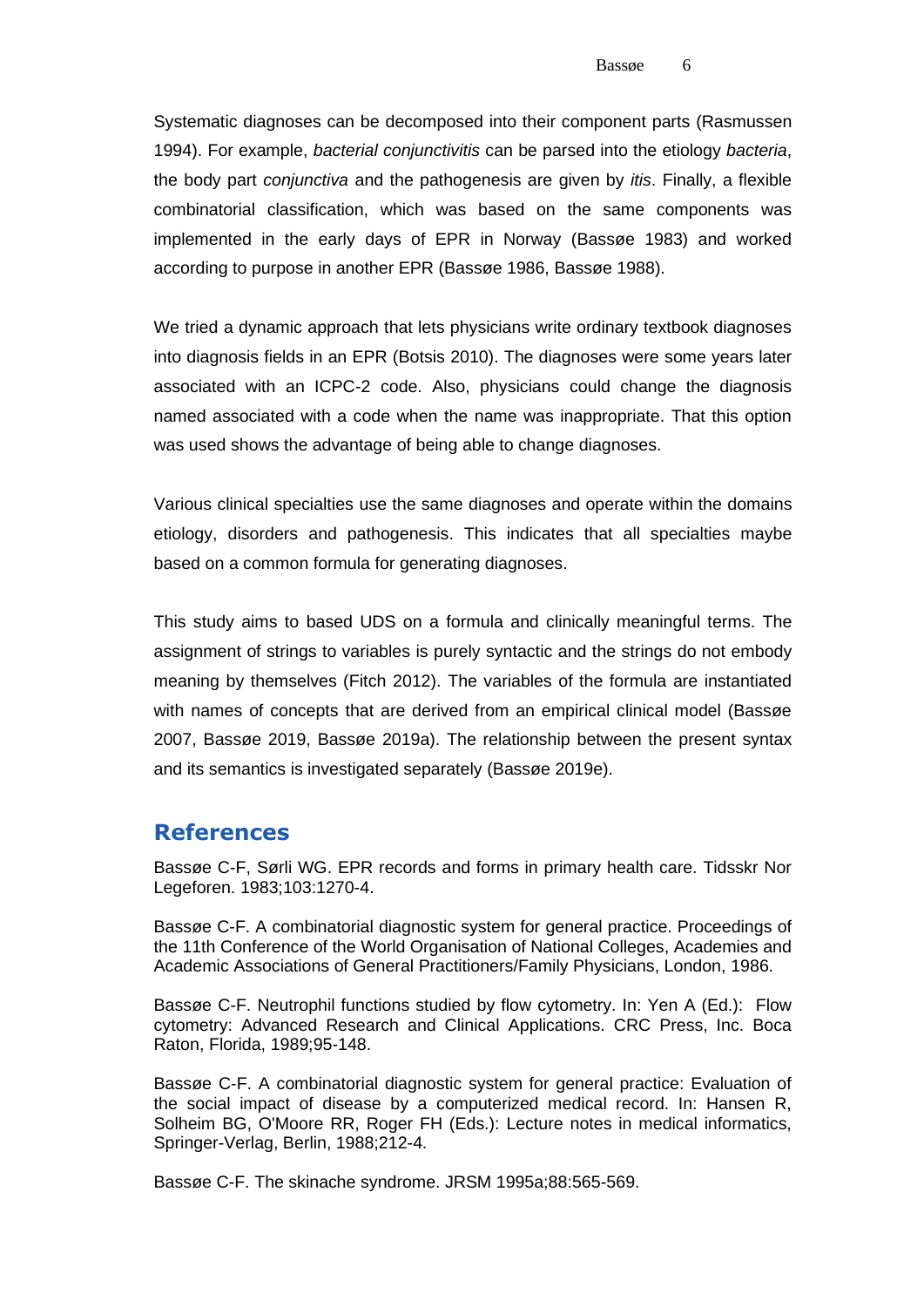Systematic diagnoses can be decomposed into their component parts (Rasmussen 1994). For example, *bacterial conjunctivitis* can be parsed into the etiology *bacteria*, the body part *conjunctiva* and the pathogenesis are given by *itis*. Finally, a flexible combinatorial classification, which was based on the same components was implemented in the early days of EPR in Norway (Bassøe 1983) and worked according to purpose in another EPR (Bassøe 1986, Bassøe 1988).

We tried a dynamic approach that lets physicians write ordinary textbook diagnoses into diagnosis fields in an EPR (Botsis 2010). The diagnoses were some years later associated with an ICPC-2 code. Also, physicians could change the diagnosis named associated with a code when the name was inappropriate. That this option was used shows the advantage of being able to change diagnoses.

Various clinical specialties use the same diagnoses and operate within the domains etiology, disorders and pathogenesis. This indicates that all specialties maybe based on a common formula for generating diagnoses.

This study aims to based UDS on a formula and clinically meaningful terms. The assignment of strings to variables is purely syntactic and the strings do not embody meaning by themselves (Fitch 2012). The variables of the formula are instantiated with names of concepts that are derived from an empirical clinical model (Bassøe 2007, Bassøe 2019, Bassøe 2019a). The relationship between the present syntax and its semantics is investigated separately (Bassøe 2019e).

## References

Bassøe C-F, Sørli WG. EPR records and forms in primary health care. Tidsskr Nor Legeforen. 1983;103:1270-4.

Bassøe C-F. A combinatorial diagnostic system for general practice. Proceedings of the 11th Conference of the World Organisation of National Colleges, Academies and Academic Associations of General Practitioners/Family Physicians, London, 1986.

Bassøe C-F. Neutrophil functions studied by flow cytometry. In: Yen A (Ed.): Flow cytometry: Advanced Research and Clinical Applications. CRC Press, Inc. Boca Raton, Florida, 1989;95-148.

Bassøe C-F. A combinatorial diagnostic system for general practice: Evaluation of the social impact of disease by a computerized medical record. In: Hansen R, Solheim BG, O'Moore RR, Roger FH (Eds.): Lecture notes in medical informatics, Springer-Verlag, Berlin, 1988;212-4.

Bassøe C-F. The skinache syndrome. JRSM 1995a;88:565-569.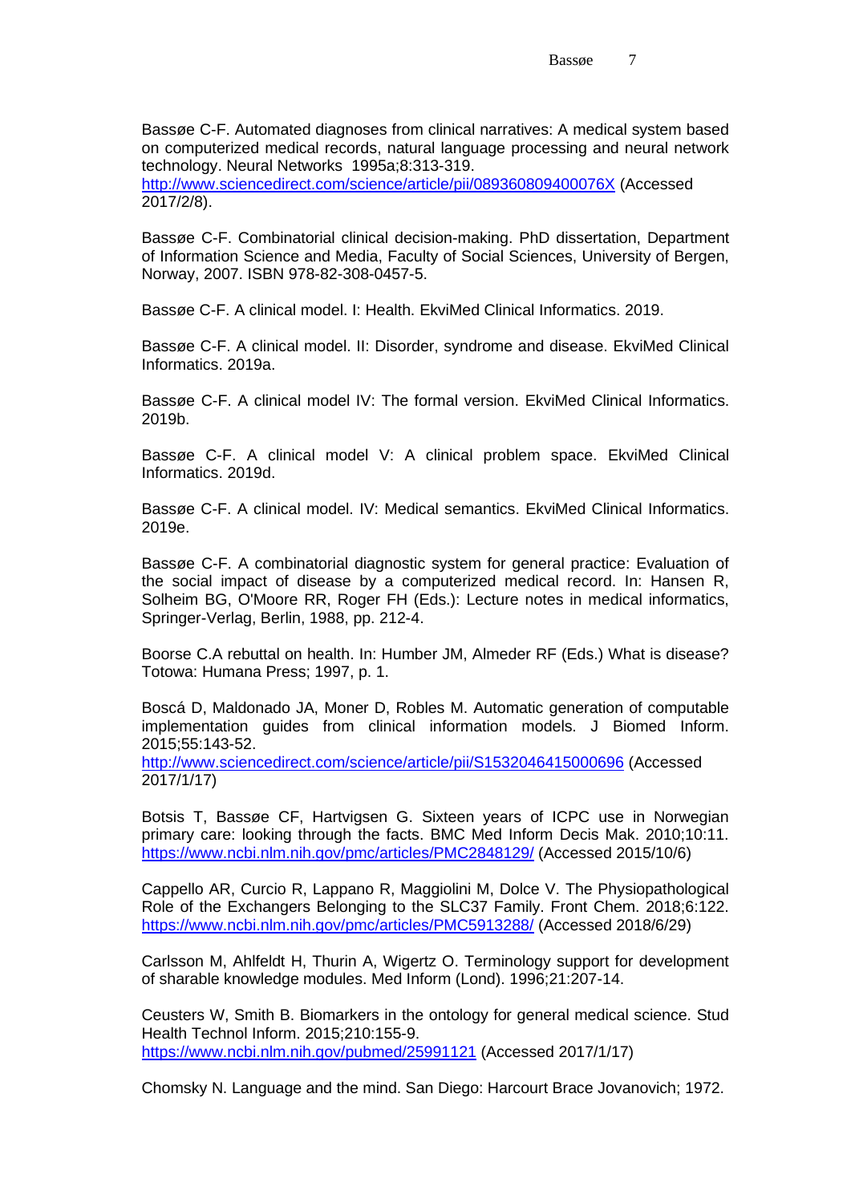Bassøe C-F. Automated diagnoses from clinical narratives: A medical system based on computerized medical records, natural language processing and neural network technology. Neural Networks 1995a;8:313-319. http://www.sciencedirect.com/science/article/pii/089360809400076X (Accessed 2017/2/8).

Bassøe C-F. Combinatorial clinical decision-making. PhD dissertation, Department of Information Science and Media, Faculty of Social Sciences, University of Bergen, Norway, 2007. ISBN 978-82-308-0457-5.

Bassøe C-F. A clinical model. I: Health. EkviMed Clinical Informatics. 2019.

Bassøe C-F. A clinical model. II: Disorder, syndrome and disease. EkviMed Clinical Informatics. 2019a.

Bassøe C-F. A clinical model IV: The formal version. EkviMed Clinical Informatics. 2019b.

Bassøe C-F. A clinical model V: A clinical problem space. EkviMed Clinical Informatics. 2019d.

Bassøe C-F. A clinical model. IV: Medical semantics. EkviMed Clinical Informatics. 2019e.

Bassøe C-F. A combinatorial diagnostic system for general practice: Evaluation of the social impact of disease by a computerized medical record. In: Hansen R, Solheim BG, O'Moore RR, Roger FH (Eds.): Lecture notes in medical informatics, Springer-Verlag, Berlin, 1988, pp. 212-4.

Boorse C.A rebuttal on health. In: Humber JM, Almeder RF (Eds.) What is disease? Totowa: Humana Press; 1997, p. 1.

Boscá D, Maldonado JA, Moner D, Robles M. Automatic generation of computable implementation guides from clinical information models. J Biomed Inform. 2015;55:143-52. http://www.sciencedirect.com/science/article/pii/S1532046415000696 (Accessed 2017/1/17)

Botsis T, Bassøe CF, Hartvigsen G. Sixteen years of ICPC use in Norwegian primary care: looking through the facts. BMC Med Inform Decis Mak. 2010;10:11. https://www.ncbi.nlm.nih.gov/pmc/articles/PMC2848129/ (Accessed 2015/10/6)

Cappello AR, Curcio R, Lappano R, Maggiolini M, Dolce V. The Physiopathological Role of the Exchangers Belonging to the SLC37 Family. Front Chem. 2018;6:122. https://www.ncbi.nlm.nih.gov/pmc/articles/PMC5913288/ (Accessed 2018/6/29)

Carlsson M, Ahlfeldt H, Thurin A, Wigertz O. Terminology support for development of sharable knowledge modules. Med Inform (Lond). 1996;21:207-14.

Ceusters W, Smith B. Biomarkers in the ontology for general medical science. Stud Health Technol Inform. 2015;210:155-9. https://www.ncbi.nlm.nih.gov/pubmed/25991121 (Accessed 2017/1/17)

Chomsky N. Language and the mind. San Diego: Harcourt Brace Jovanovich; 1972.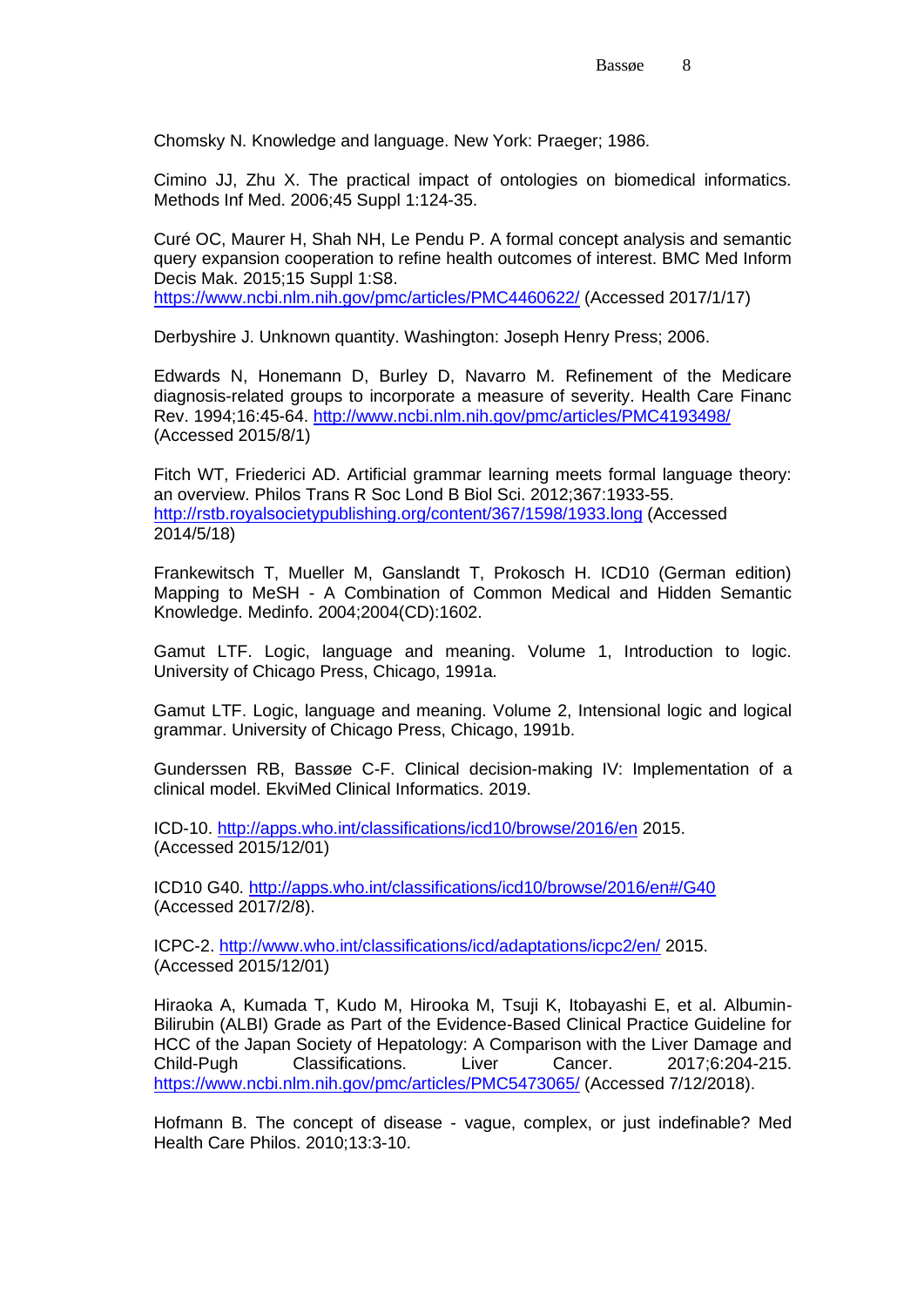Chomsky N. Knowledge and language. New York: Praeger; 1986.

Cimino JJ, Zhu X. The practical impact of ontologies on biomedical informatics. Methods Inf Med. 2006;45 Suppl 1:124-35.

Curé OC, Maurer H, Shah NH, Le Pendu P. A formal concept analysis and semantic query expansion cooperation to refine health outcomes of interest. BMC Med Inform Decis Mak. 2015;15 Suppl 1:S8. https://www.ncbi.nlm.nih.gov/pmc/articles/PMC4460622/ (Accessed 2017/1/17)

Derbyshire J. Unknown quantity. Washington: Joseph Henry Press; 2006.

Edwards N, Honemann D, Burley D, Navarro M. Refinement of the Medicare diagnosis-related groups to incorporate a measure of severity. Health Care Financ Rev. 1994;16:45-64. http://www.ncbi.nlm.nih.gov/pmc/articles/PMC4193498/ (Accessed 2015/8/1)

Fitch WT, Friederici AD. Artificial grammar learning meets formal language theory: an overview. Philos Trans R Soc Lond B Biol Sci. 2012;367:1933-55. http://rstb.royalsocietypublishing.org/content/367/1598/1933.long (Accessed 2014/5/18)

Frankewitsch T, Mueller M, Ganslandt T, Prokosch H. ICD10 (German edition) Mapping to MeSH - A Combination of Common Medical and Hidden Semantic Knowledge. Medinfo. 2004;2004(CD):1602.

Gamut LTF. Logic, language and meaning. Volume 1, Introduction to logic. University of Chicago Press, Chicago, 1991a.

Gamut LTF. Logic, language and meaning. Volume 2, Intensional logic and logical grammar. University of Chicago Press, Chicago, 1991b.

Gunderssen RB, Bassøe C-F. Clinical decision-making IV: Implementation of a clinical model. EkviMed Clinical Informatics. 2019.

ICD-10. http://apps.who.int/classifications/icd10/browse/2016/en 2015. (Accessed 2015/12/01)

ICD10 G40. http://apps.who.int/classifications/icd10/browse/2016/en#/G40 (Accessed 2017/2/8).

ICPC-2. http://www.who.int/classifications/icd/adaptations/icpc2/en/ 2015. (Accessed 2015/12/01)

Hiraoka A, Kumada T, Kudo M, Hirooka M, Tsuji K, Itobayashi E, et al. Albumin-Bilirubin (ALBI) Grade as Part of the Evidence-Based Clinical Practice Guideline for HCC of the Japan Society of Hepatology: A Comparison with the Liver Damage and Child-Pugh Classifications. Liver Cancer. 2017;6:204-215. https://www.ncbi.nlm.nih.gov/pmc/articles/PMC5473065/ (Accessed 7/12/2018).

Hofmann B. The concept of disease - vague, complex, or just indefinable? Med Health Care Philos. 2010;13:3-10.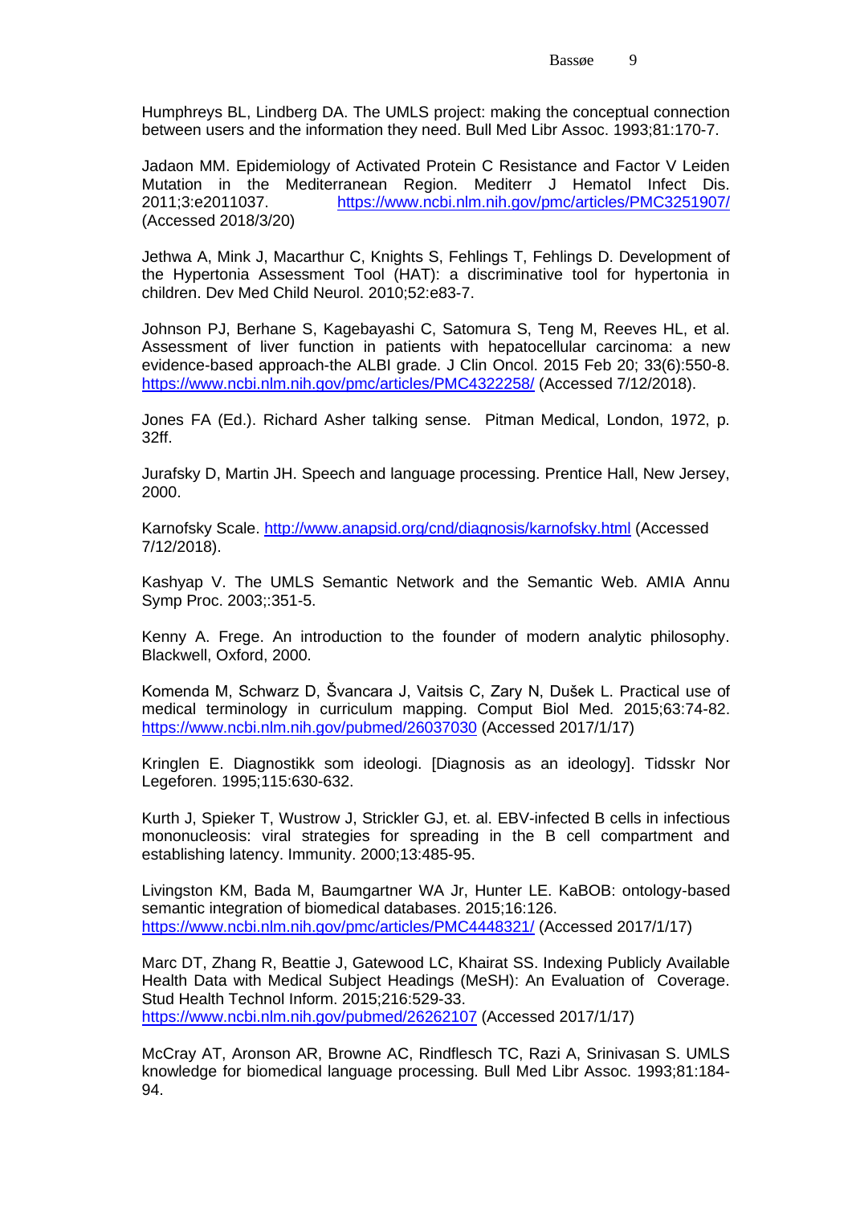Humphreys BL, Lindberg DA. The UMLS project: making the conceptual connection between users and the information they need. Bull Med Libr Assoc. 1993;81:170-7.

Jadaon MM. Epidemiology of Activated Protein C Resistance and Factor V Leiden Mutation in the Mediterranean Region. Mediterr J Hematol Infect Dis. 2011;3:e2011037. https://www.ncbi.nlm.nih.gov/pmc/articles/PMC3251907/ (Accessed 2018/3/20)

Jethwa A, Mink J, Macarthur C, Knights S, Fehlings T, Fehlings D. Development of the Hypertonia Assessment Tool (HAT): a discriminative tool for hypertonia in children. Dev Med Child Neurol. 2010;52:e83-7.

Johnson PJ, Berhane S, Kagebayashi C, Satomura S, Teng M, Reeves HL, et al. Assessment of liver function in patients with hepatocellular carcinoma: a new evidence-based approach-the ALBI grade. J Clin Oncol. 2015 Feb 20; 33(6):550-8. https://www.ncbi.nlm.nih.gov/pmc/articles/PMC4322258/ (Accessed 7/12/2018).

Jones FA (Ed.). Richard Asher talking sense. Pitman Medical, London, 1972, p. 32ff.

Jurafsky D, Martin JH. Speech and language processing. Prentice Hall, New Jersey, 2000.

Karnofsky Scale. http://www.anapsid.org/cnd/diagnosis/karnofsky.html (Accessed 7/12/2018).

Kashyap V. The UMLS Semantic Network and the Semantic Web. AMIA Annu Symp Proc. 2003;:351-5.

Kenny A. Frege. An introduction to the founder of modern analytic philosophy. Blackwell, Oxford, 2000.

Komenda M, Schwarz D, Švancara J, Vaitsis C, Zary N, Dušek L. Practical use of medical terminology in curriculum mapping. Comput Biol Med. 2015;63:74-82. https://www.ncbi.nlm.nih.gov/pubmed/26037030 (Accessed 2017/1/17)

Kringlen E. Diagnostikk som ideologi. [Diagnosis as an ideology]. Tidsskr Nor Legeforen. 1995;115:630-632.

Kurth J, Spieker T, Wustrow J, Strickler GJ, et. al. EBV-infected B cells in infectious mononucleosis: viral strategies for spreading in the B cell compartment and establishing latency. Immunity. 2000;13:485-95.

Livingston KM, Bada M, Baumgartner WA Jr, Hunter LE. KaBOB: ontology-based semantic integration of biomedical databases. 2015;16:126. https://www.ncbi.nlm.nih.gov/pmc/articles/PMC4448321/ (Accessed 2017/1/17)

Marc DT, Zhang R, Beattie J, Gatewood LC, Khairat SS. Indexing Publicly Available Health Data with Medical Subject Headings (MeSH): An Evaluation of Coverage. Stud Health Technol Inform. 2015;216:529-33. https://www.ncbi.nlm.nih.gov/pubmed/26262107 (Accessed 2017/1/17)

McCray AT, Aronson AR, Browne AC, Rindflesch TC, Razi A, Srinivasan S. UMLS knowledge for biomedical language processing. Bull Med Libr Assoc. 1993;81:184-94.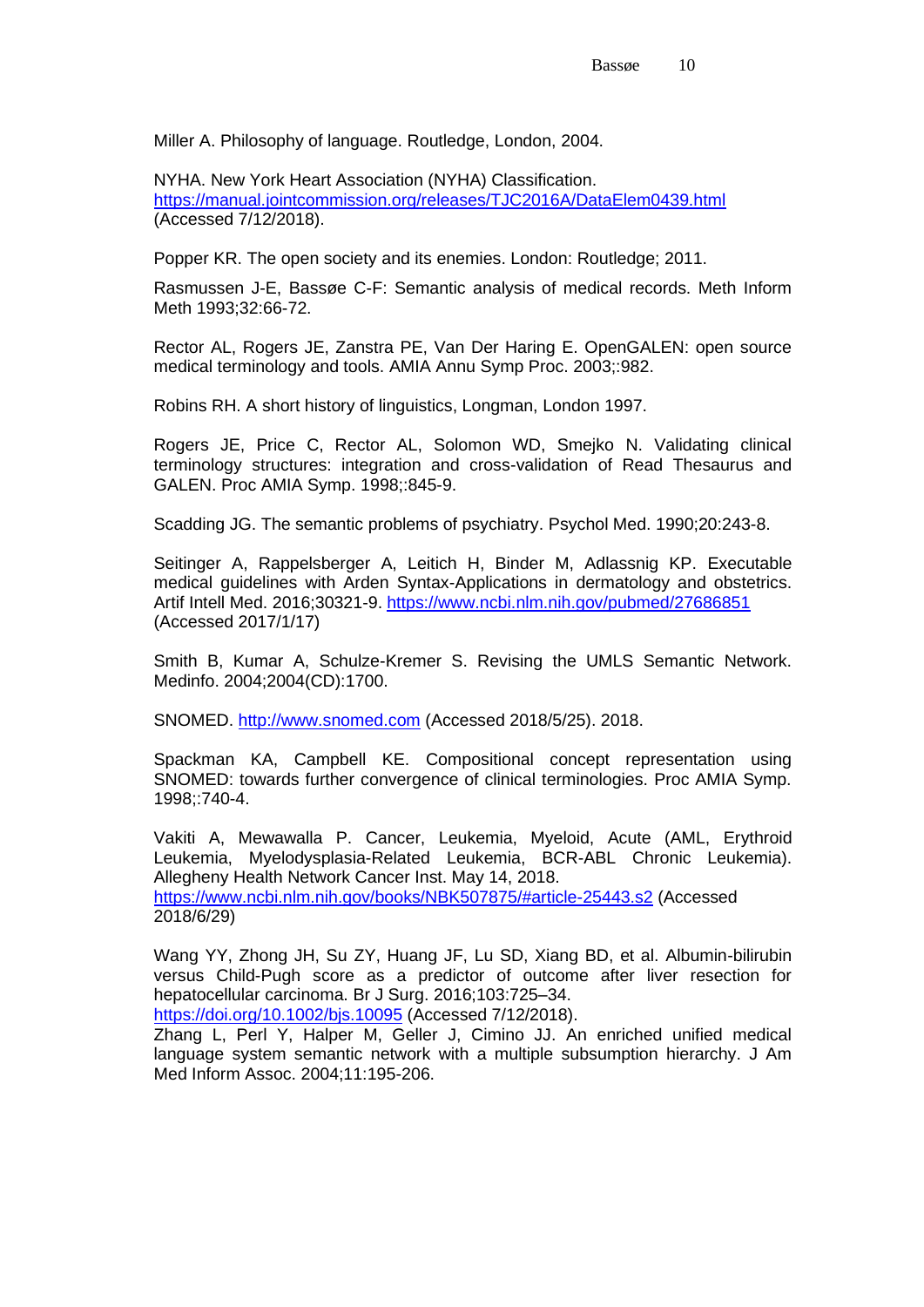Miller A. Philosophy of language. Routledge, London, 2004.

NYHA. New York Heart Association (NYHA) Classification. https://manual.jointcommission.org/releases/TJC2016A/DataElem0439.html (Accessed 7/12/2018).

Popper KR. The open society and its enemies. London: Routledge; 2011.

Rasmussen J-E, Bassøe C-F: Semantic analysis of medical records. Meth Inform Meth 1993;32:66-72.

Rector AL, Rogers JE, Zanstra PE, Van Der Haring E. OpenGALEN: open source medical terminology and tools. AMIA Annu Symp Proc. 2003;:982.

Robins RH. A short history of linguistics, Longman, London 1997.

Rogers JE, Price C, Rector AL, Solomon WD, Smejko N. Validating clinical terminology structures: integration and cross-validation of Read Thesaurus and GALEN. Proc AMIA Symp. 1998;:845-9.

Scadding JG. The semantic problems of psychiatry. Psychol Med. 1990;20:243-8.

Seitinger A, Rappelsberger A, Leitich H, Binder M, Adlassnig KP. Executable medical guidelines with Arden Syntax-Applications in dermatology and obstetrics. Artif Intell Med. 2016;30321-9. https://www.ncbi.nlm.nih.gov/pubmed/27686851 (Accessed 2017/1/17)

Smith B, Kumar A, Schulze-Kremer S. Revising the UMLS Semantic Network. Medinfo. 2004;2004(CD):1700.

SNOMED. http://www.snomed.com (Accessed 2018/5/25). 2018.

Spackman KA, Campbell KE. Compositional concept representation using SNOMED: towards further convergence of clinical terminologies. Proc AMIA Symp. 1998;:740-4.

Vakiti A, Mewawalla P. Cancer, Leukemia, Myeloid, Acute (AML, Erythroid Leukemia, Myelodysplasia-Related Leukemia, BCR-ABL Chronic Leukemia). Allegheny Health Network Cancer Inst. May 14, 2018. https://www.ncbi.nlm.nih.gov/books/NBK507875/#article-25443.s2 (Accessed 2018/6/29)

Wang YY, Zhong JH, Su ZY, Huang JF, Lu SD, Xiang BD, et al. Albumin-bilirubin versus Child-Pugh score as a predictor of outcome after liver resection for hepatocellular carcinoma. Br J Surg. 2016;103:725–34. https://doi.org/10.1002/bjs.10095 (Accessed 7/12/2018).

Zhang L, Perl Y, Halper M, Geller J, Cimino JJ. An enriched unified medical language system semantic network with a multiple subsumption hierarchy. J Am Med Inform Assoc. 2004;11:195-206.